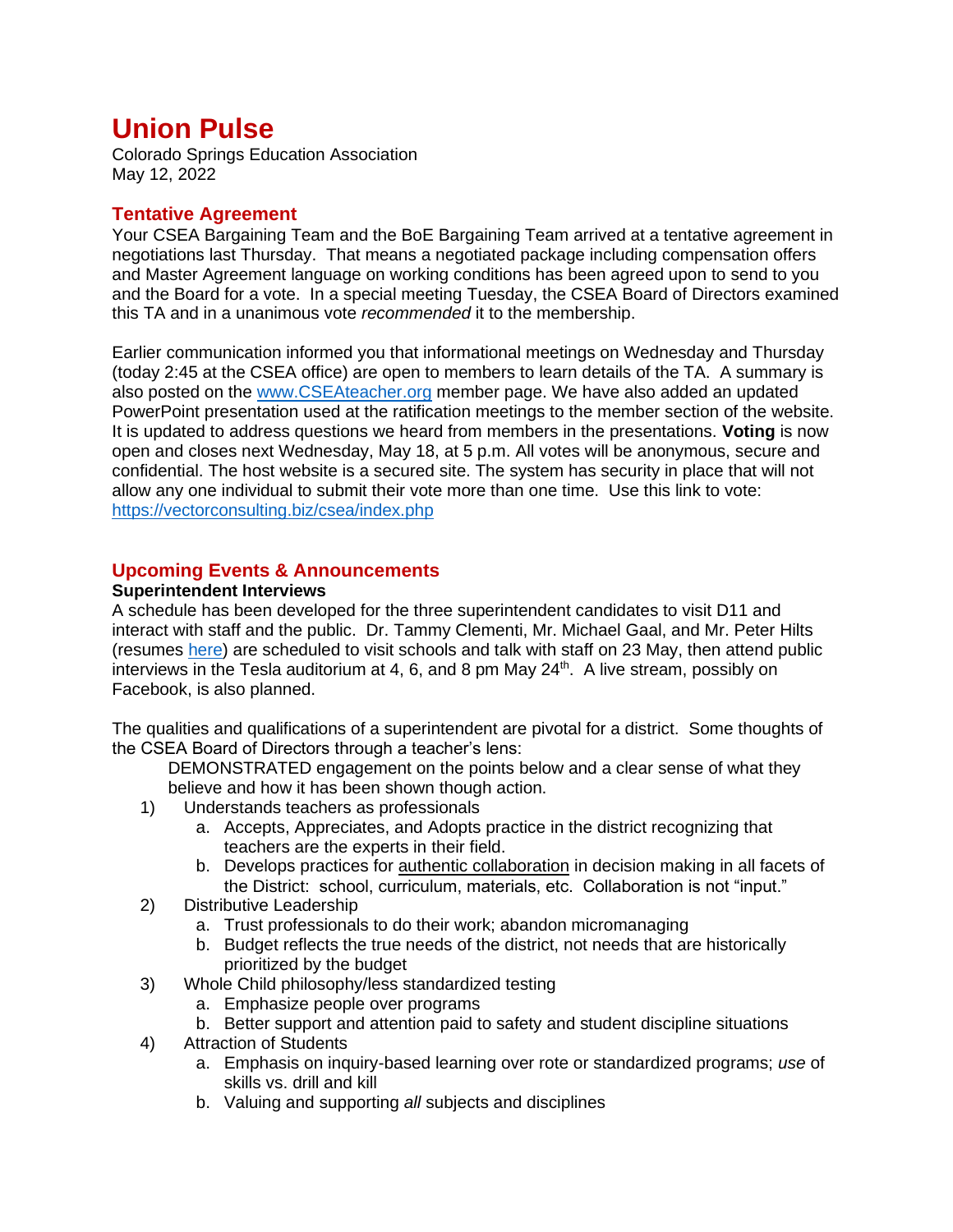# Union Pulse

Colorado Springs Education Association
May 12, 2022

## Tentative Agreement

Your CSEA Bargaining Team and the BoE Bargaining Team arrived at a tentative agreement in negotiations last Thursday. That means a negotiated package including compensation offers and Master Agreement language on working conditions has been agreed upon to send to you and the Board for a vote. In a special meeting Tuesday, the CSEA Board of Directors examined this TA and in a unanimous vote *recommended* it to the membership.

Earlier communication informed you that informational meetings on Wednesday and Thursday (today 2:45 at the CSEA office) are open to members to learn details of the TA. A summary is also posted on the [www.CSEAteacher.org](www.CSEAteacher.org) member page. We have also added an updated PowerPoint presentation used at the ratification meetings to the member section of the website. It is updated to address questions we heard from members in the presentations. **Voting** is now open and closes next Wednesday, May 18, at 5 p.m. All votes will be anonymous, secure and confidential. The host website is a secured site. The system has security in place that will not allow any one individual to submit their vote more than one time. Use this link to vote: [https://vectorconsulting.biz/csea/index.php](https://vectorconsulting.biz/csea/index.php)

## Upcoming Events & Announcements

**Superintendent Interviews**

A schedule has been developed for the three superintendent candidates to visit D11 and interact with staff and the public. Dr. Tammy Clementi, Mr. Michael Gaal, and Mr. Peter Hilts (resumes [here](here)) are scheduled to visit schools and talk with staff on 23 May, then attend public interviews in the Tesla auditorium at 4, 6, and 8 pm May 24th. A live stream, possibly on Facebook, is also planned.

The qualities and qualifications of a superintendent are pivotal for a district. Some thoughts of the CSEA Board of Directors through a teacher's lens:

DEMONSTRATED engagement on the points below and a clear sense of what they believe and how it has been shown though action.

1) Understands teachers as professionals
    a. Accepts, Appreciates, and Adopts practice in the district recognizing that teachers are the experts in their field.
    b. Develops practices for authentic collaboration in decision making in all facets of the District: school, curriculum, materials, etc. Collaboration is not "input."
2) Distributive Leadership
    a. Trust professionals to do their work; abandon micromanaging
    b. Budget reflects the true needs of the district, not needs that are historically prioritized by the budget
3) Whole Child philosophy/less standardized testing
    a. Emphasize people over programs
    b. Better support and attention paid to safety and student discipline situations
4) Attraction of Students
    a. Emphasis on inquiry-based learning over rote or standardized programs; *use* of skills vs. drill and kill
    b. Valuing and supporting *all* subjects and disciplines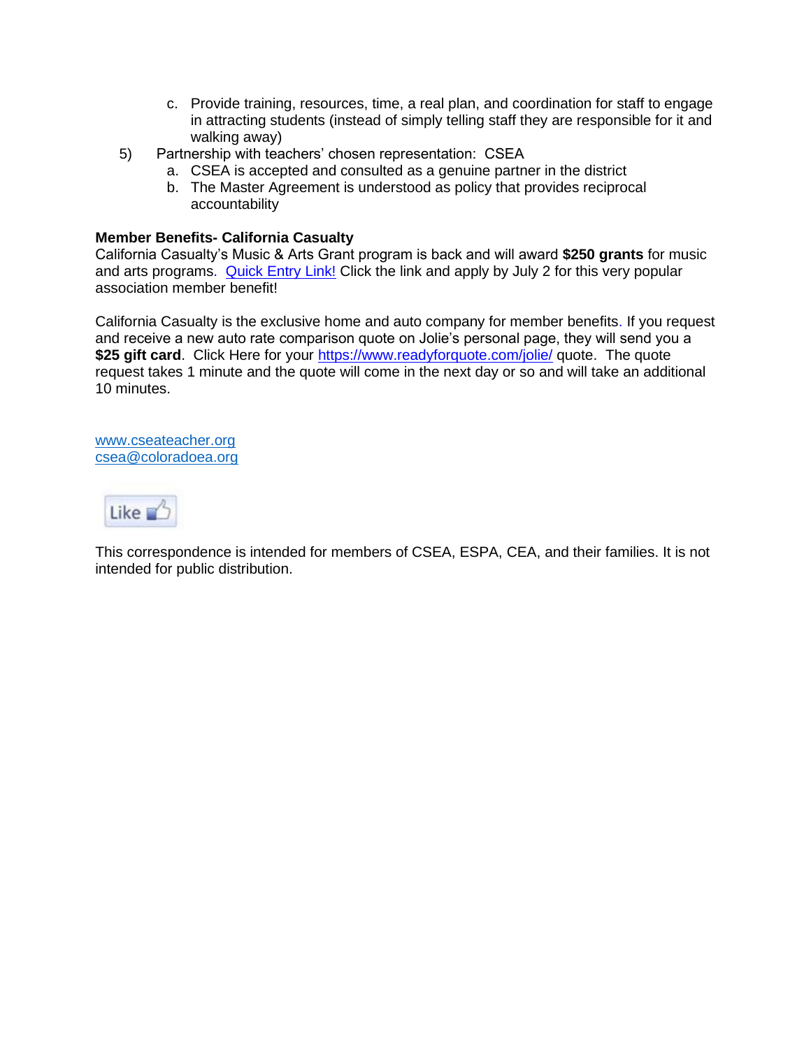c. Provide training, resources, time, a real plan, and coordination for staff to engage in attracting students (instead of simply telling staff they are responsible for it and walking away)

5) Partnership with teachers' chosen representation: CSEA
   a. CSEA is accepted and consulted as a genuine partner in the district
   b. The Master Agreement is understood as policy that provides reciprocal accountability

**Member Benefits- California Casualty**
California Casualty's Music & Arts Grant program is back and will award **$250 grants** for music and arts programs. Quick Entry Link! Click the link and apply by July 2 for this very popular association member benefit!

California Casualty is the exclusive home and auto company for member benefits. If you request and receive a new auto rate comparison quote on Jolie's personal page, they will send you a **$25 gift card**. Click Here for your https://www.readyforquote.com/jolie/ quote. The quote request takes 1 minute and the quote will come in the next day or so and will take an additional 10 minutes.

www.cseateacher.org
csea@coloradoea.org

Like

This correspondence is intended for members of CSEA, ESPA, CEA, and their families. It is not intended for public distribution.